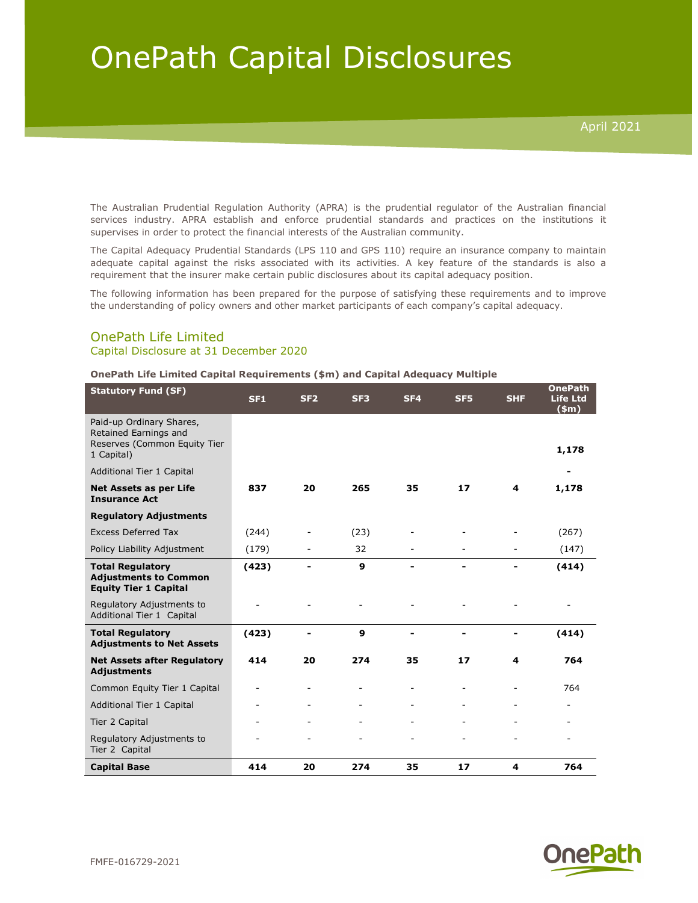# OnePath Capital Disclosures

April 2021

The Australian Prudential Regulation Authority (APRA) is the prudential regulator of the Australian financial services industry. APRA establish and enforce prudential standards and practices on the institutions it supervises in order to protect the financial interests of the Australian community.

The Capital Adequacy Prudential Standards (LPS 110 and GPS 110) require an insurance company to maintain adequate capital against the risks associated with its activities. A key feature of the standards is also a requirement that the insurer make certain public disclosures about its capital adequacy position.

The following information has been prepared for the purpose of satisfying these requirements and to improve the understanding of policy owners and other market participants of each company's capital adequacy.

## OnePath Life Limited

### Capital Disclosure at 31 December 2020

**OnePath Life Limited Capital Requirements ($m) and Capital Adequacy Multiple**

| Statutory Fund (SF) | SF1 | SF2 | SF3 | SF4 | SF5 | SHF | OnePath Life Ltd ($m) |
|---|---|---|---|---|---|---|---|
| Paid-up Ordinary Shares, Retained Earnings and Reserves (Common Equity Tier 1 Capital) | | | | | | | **1,178** |
| Additional Tier 1 Capital | | | | | | | **-** |
| **Net Assets as per Life Insurance Act** | **837** | **20** | **265** | **35** | **17** | **4** | **1,178** |
| **Regulatory Adjustments** | | | | | | | |
| Excess Deferred Tax | (244) | - | (23) | - | - | - | (267) |
| Policy Liability Adjustment | (179) | - | 32 | - | - | - | (147) |
| **Total Regulatory Adjustments to Common Equity Tier 1 Capital** | **(423)** | **-** | **9** | **-** | **-** | **-** | **(414)** |
| Regulatory Adjustments to Additional Tier 1 Capital | - | - | - | - | - | - | - |
| **Total Regulatory Adjustments to Net Assets** | **(423)** | **-** | **9** | **-** | **-** | **-** | **(414)** |
| **Net Assets after Regulatory Adjustments** | **414** | **20** | **274** | **35** | **17** | **4** | **764** |
| Common Equity Tier 1 Capital | - | - | - | - | - | - | 764 |
| Additional Tier 1 Capital | - | - | - | - | - | - | - |
| Tier 2 Capital | - | - | - | - | - | - | - |
| Regulatory Adjustments to Tier 2 Capital | - | - | - | - | - | - | - |
| **Capital Base** | **414** | **20** | **274** | **35** | **17** | **4** | **764** |

FMFE-016729-2021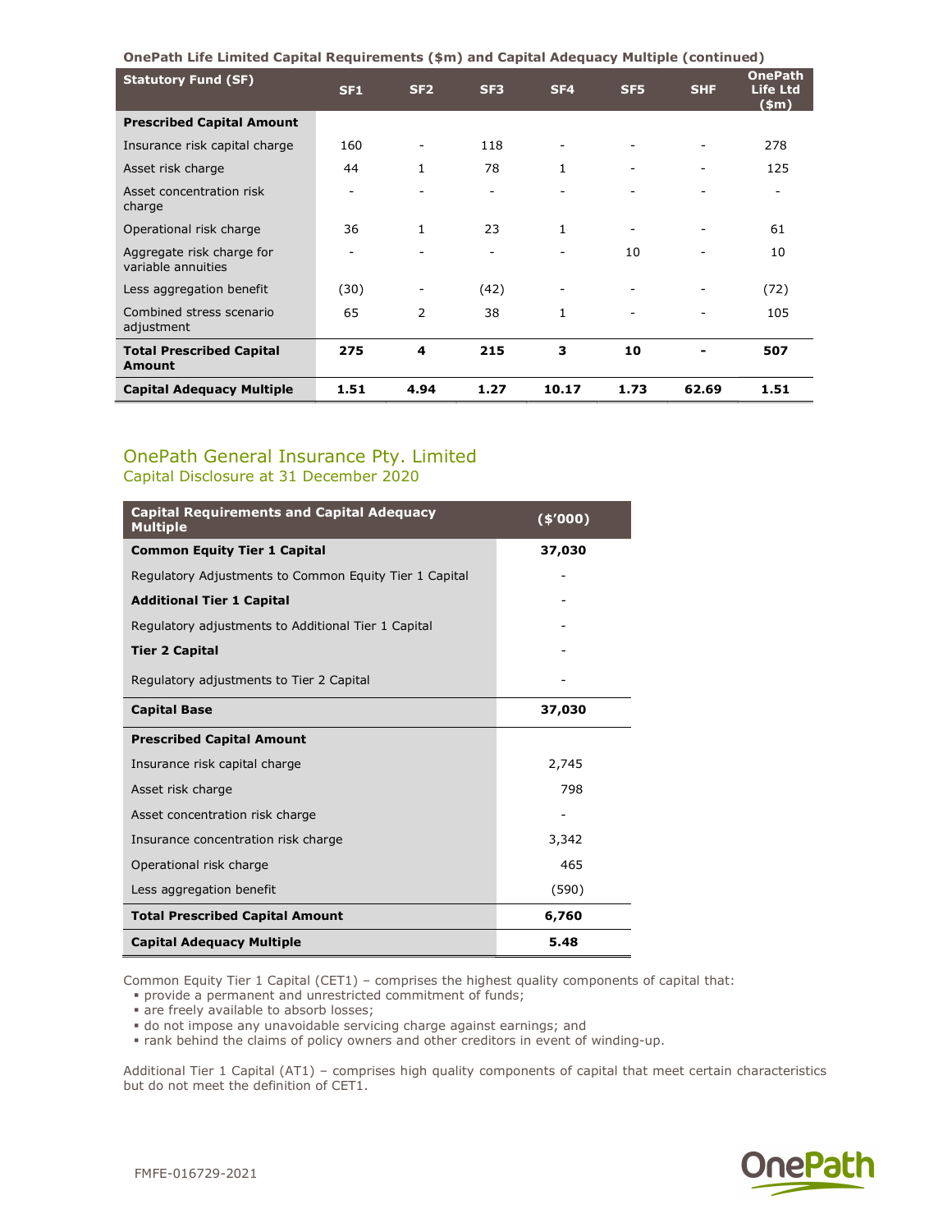**OnePath Life Limited Capital Requirements ($m) and Capital Adequacy Multiple (continued)**

| Statutory Fund (SF) | SF1 | SF2 | SF3 | SF4 | SF5 | SHF | OnePath Life Ltd ($m) |
|---|---|---|---|---|---|---|---|
| **Prescribed Capital Amount** | | | | | | | |
| Insurance risk capital charge | 160 | - | 118 | - | - | - | 278 |
| Asset risk charge | 44 | 1 | 78 | 1 | - | - | 125 |
| Asset concentration risk charge | - | - | - | - | - | - | - |
| Operational risk charge | 36 | 1 | 23 | 1 | - | - | 61 |
| Aggregate risk charge for variable annuities | - | - | - | - | 10 | - | 10 |
| Less aggregation benefit | (30) | - | (42) | - | - | - | (72) |
| Combined stress scenario adjustment | 65 | 2 | 38 | 1 | - | - | 105 |
| **Total Prescribed Capital Amount** | **275** | **4** | **215** | **3** | **10** | **-** | **507** |
| **Capital Adequacy Multiple** | **1.51** | **4.94** | **1.27** | **10.17** | **1.73** | **62.69** | **1.51** |

## OnePath General Insurance Pty. Limited

### Capital Disclosure at 31 December 2020

| Capital Requirements and Capital Adequacy Multiple | ($'000) |
|---|---|
| **Common Equity Tier 1 Capital** | **37,030** |
| Regulatory Adjustments to Common Equity Tier 1 Capital | - |
| **Additional Tier 1 Capital** | - |
| Regulatory adjustments to Additional Tier 1 Capital | - |
| **Tier 2 Capital** | - |
| Regulatory adjustments to Tier 2 Capital | - |
| **Capital Base** | **37,030** |
| **Prescribed Capital Amount** | |
| Insurance risk capital charge | 2,745 |
| Asset risk charge | 798 |
| Asset concentration risk charge | - |
| Insurance concentration risk charge | 3,342 |
| Operational risk charge | 465 |
| Less aggregation benefit | (590) |
| **Total Prescribed Capital Amount** | **6,760** |
| **Capital Adequacy Multiple** | **5.48** |

Common Equity Tier 1 Capital (CET1) – comprises the highest quality components of capital that:

- provide a permanent and unrestricted commitment of funds;
- are freely available to absorb losses;
- do not impose any unavoidable servicing charge against earnings; and
- rank behind the claims of policy owners and other creditors in event of winding-up.

Additional Tier 1 Capital (AT1) – comprises high quality components of capital that meet certain characteristics but do not meet the definition of CET1.

FMFE-016729-2021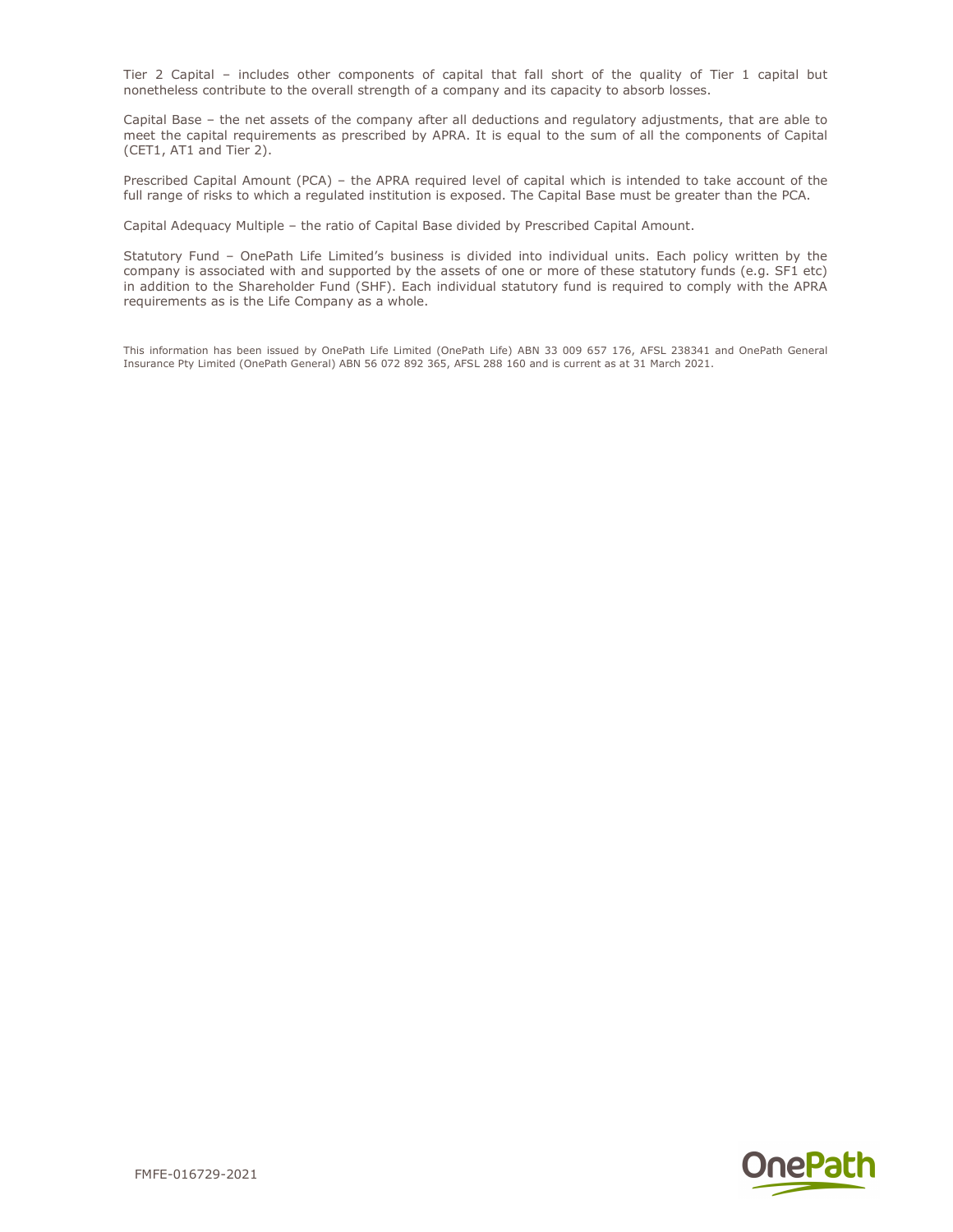Tier 2 Capital – includes other components of capital that fall short of the quality of Tier 1 capital but nonetheless contribute to the overall strength of a company and its capacity to absorb losses.

Capital Base – the net assets of the company after all deductions and regulatory adjustments, that are able to meet the capital requirements as prescribed by APRA. It is equal to the sum of all the components of Capital (CET1, AT1 and Tier 2).

Prescribed Capital Amount (PCA) – the APRA required level of capital which is intended to take account of the full range of risks to which a regulated institution is exposed. The Capital Base must be greater than the PCA.

Capital Adequacy Multiple – the ratio of Capital Base divided by Prescribed Capital Amount.

Statutory Fund – OnePath Life Limited's business is divided into individual units. Each policy written by the company is associated with and supported by the assets of one or more of these statutory funds (e.g. SF1 etc) in addition to the Shareholder Fund (SHF). Each individual statutory fund is required to comply with the APRA requirements as is the Life Company as a whole.

This information has been issued by OnePath Life Limited (OnePath Life) ABN 33 009 657 176, AFSL 238341 and OnePath General Insurance Pty Limited (OnePath General) ABN 56 072 892 365, AFSL 288 160 and is current as at 31 March 2021.

FMFE-016729-2021

OnePath